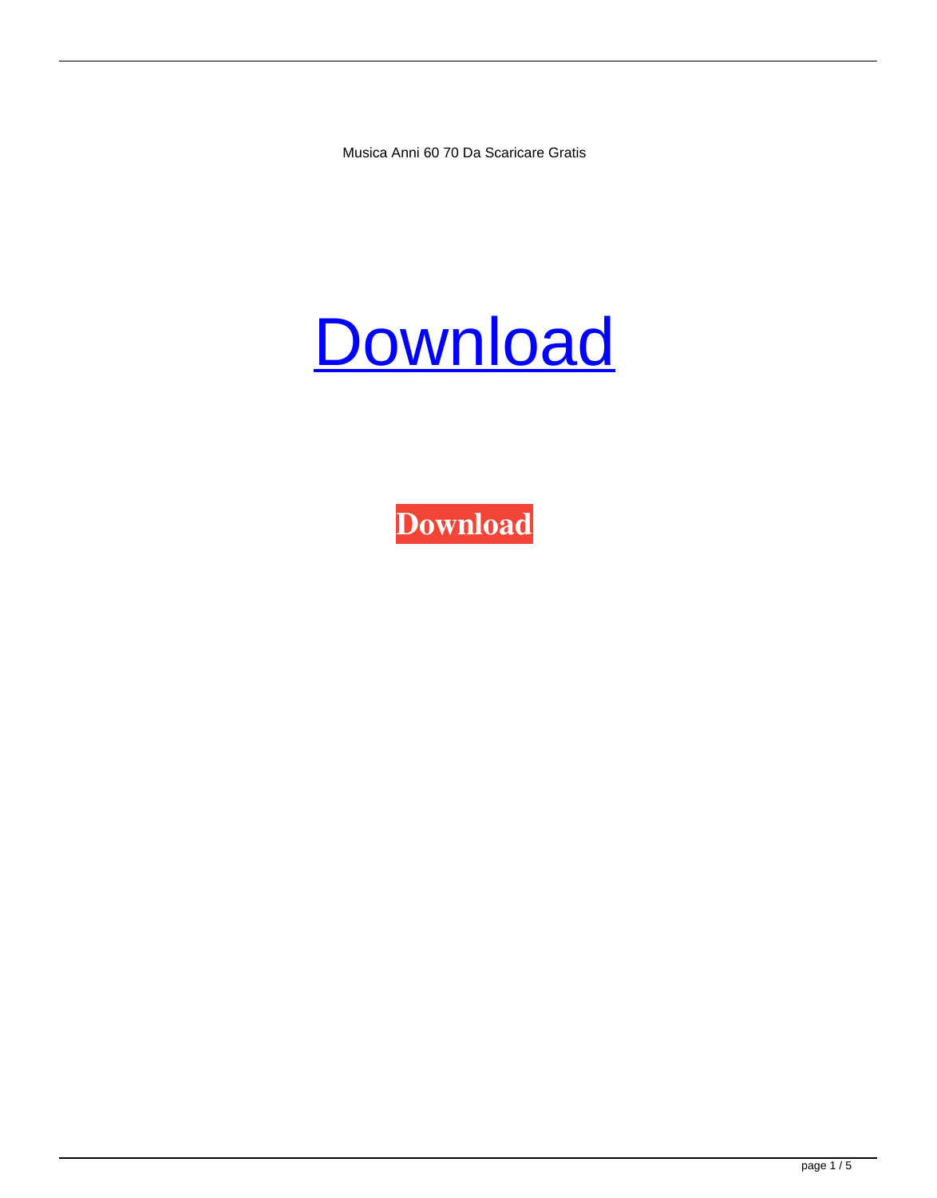Musica Anni 60 70 Da Scaricare Gratis

[Download]

**Download**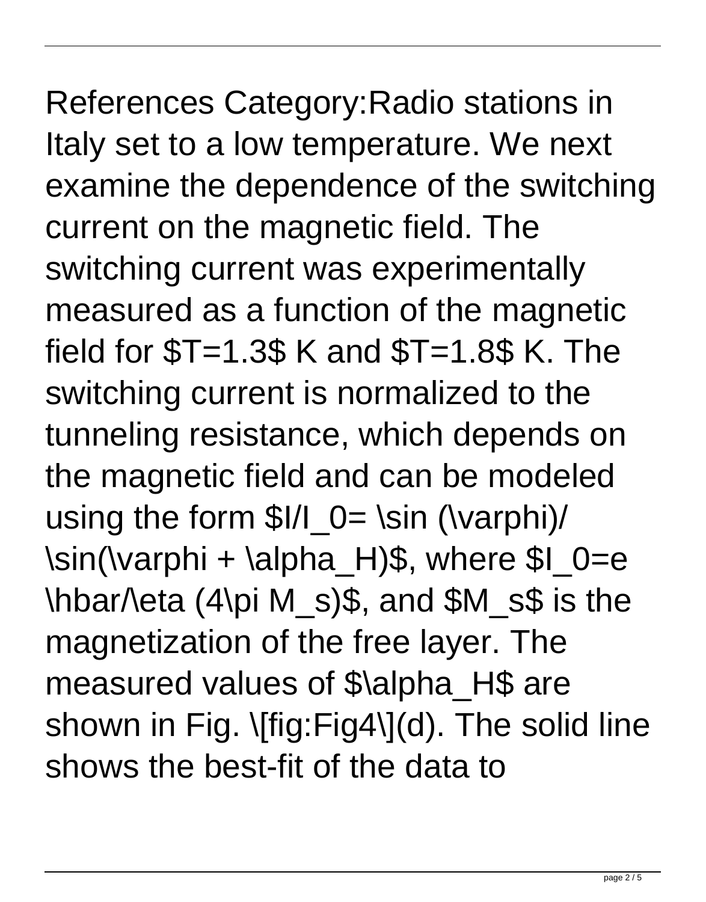References Category:Radio stations in Italy set to a low temperature. We next examine the dependence of the switching current on the magnetic field. The switching current was experimentally measured as a function of the magnetic field for $T=1.3$ K and $T=1.8$ K. The switching current is normalized to the tunneling resistance, which depends on the magnetic field and can be modeled using the form $I/I_0= \sin (\varphi)/ \sin(\varphi + \alpha_H)$, where $I_0=e \hbar/\eta (4\pi M_s)$, and $M_s$ is the magnetization of the free layer. The measured values of $\alpha_H$ are shown in Fig. \[fig:Fig4\](d). The solid line shows the best-fit of the data to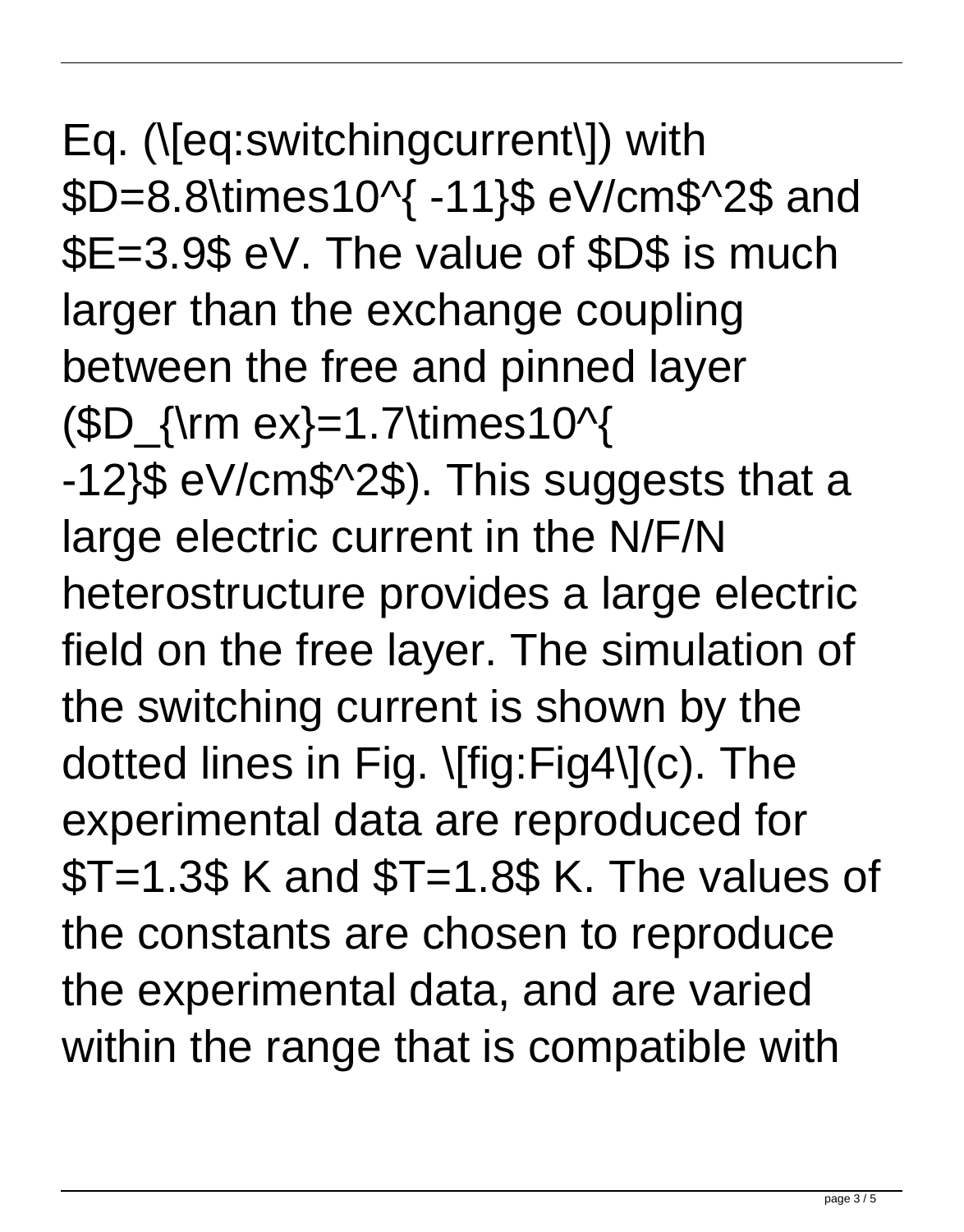Eq. ([eq:switchingcurrent]) with $D=8.8\times10^{-11}$ eV/cm$^2$ and $E=3.9$ eV. The value of $D$ is much larger than the exchange coupling between the free and pinned layer ($D_{\rm ex}=1.7\times10^{-12}$ eV/cm$^2$). This suggests that a large electric current in the N/F/N heterostructure provides a large electric field on the free layer. The simulation of the switching current is shown by the dotted lines in Fig. [fig:Fig4](c). The experimental data are reproduced for $T=1.3$ K and $T=1.8$ K. The values of the constants are chosen to reproduce the experimental data, and are varied within the range that is compatible with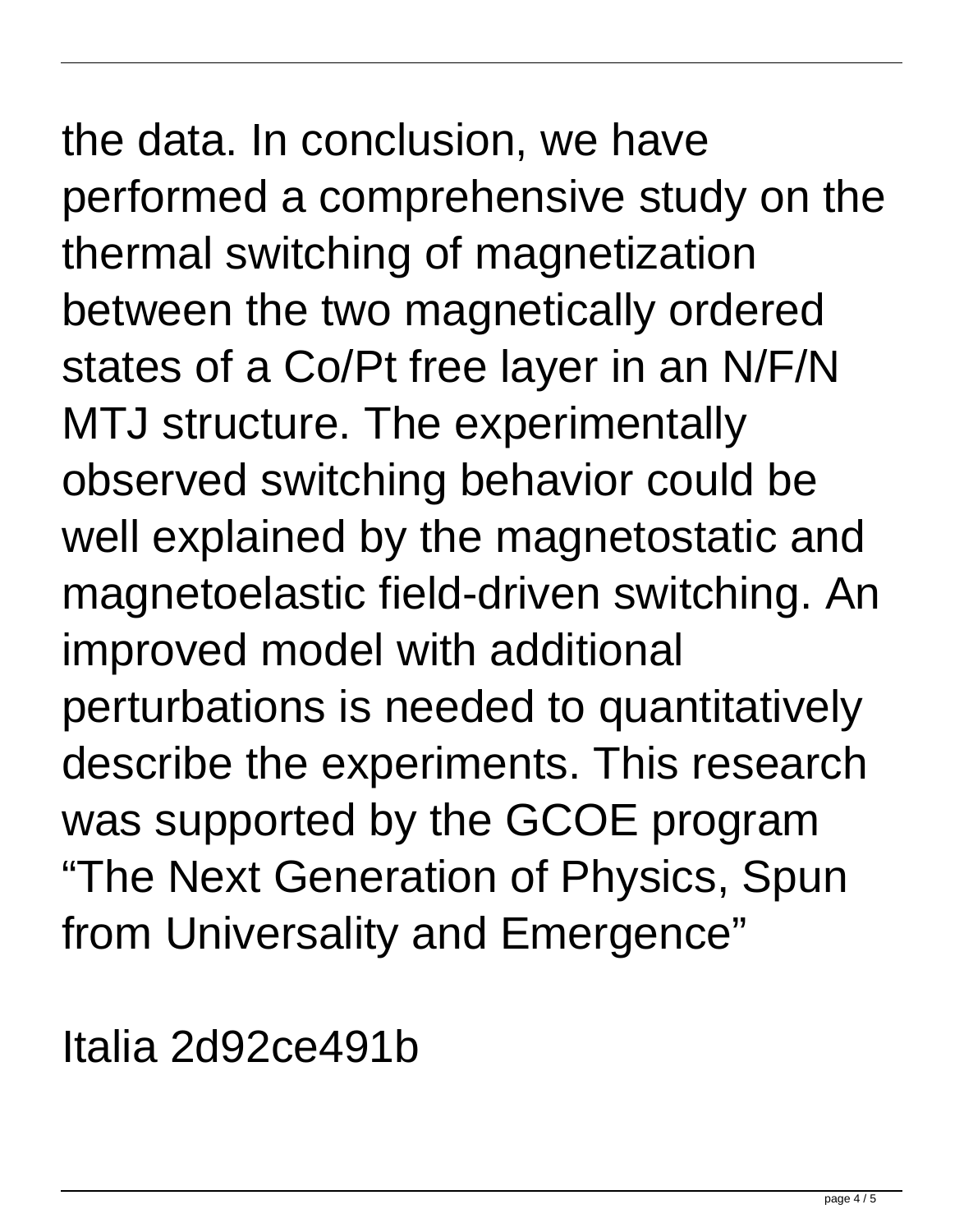the data. In conclusion, we have performed a comprehensive study on the thermal switching of magnetization between the two magnetically ordered states of a Co/Pt free layer in an N/F/N MTJ structure. The experimentally observed switching behavior could be well explained by the magnetostatic and magnetoelastic field-driven switching. An improved model with additional perturbations is needed to quantitatively describe the experiments. This research was supported by the GCOE program "The Next Generation of Physics, Spun from Universality and Emergence"

Italia 2d92ce491b